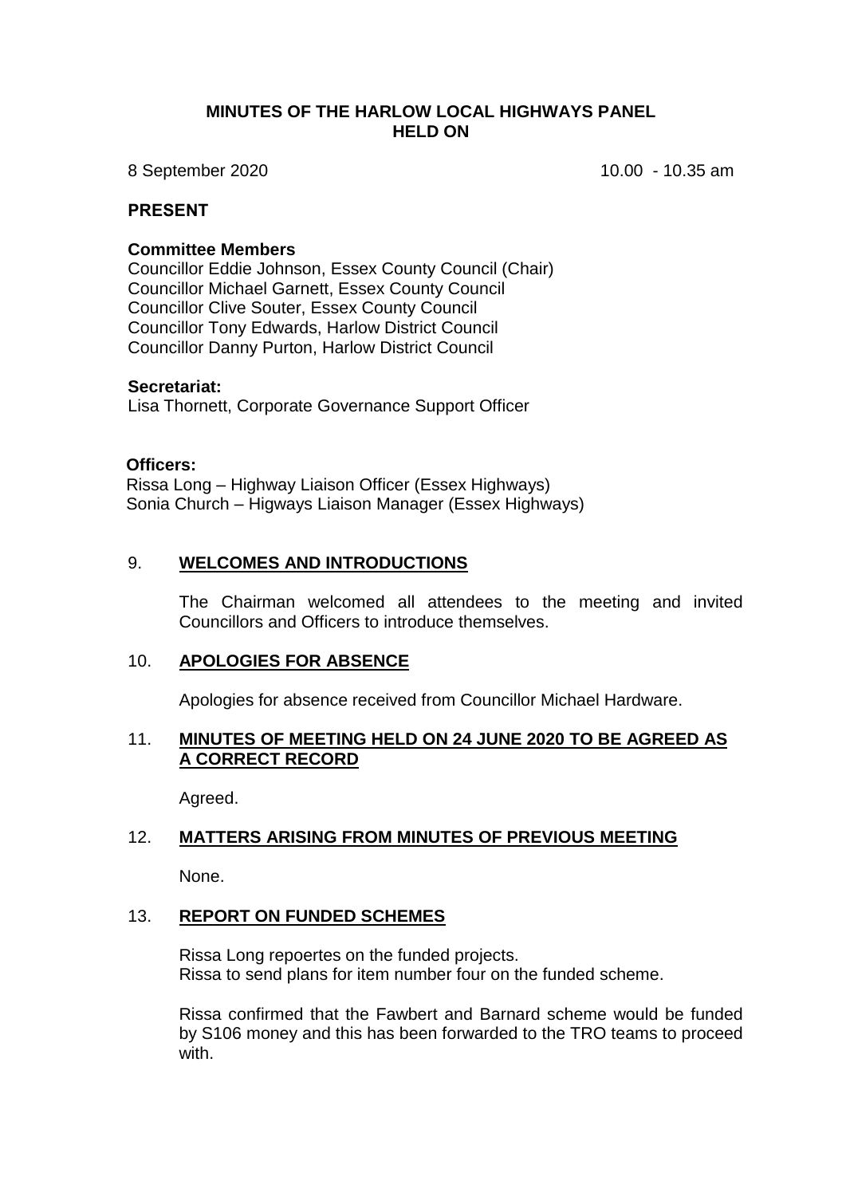# MINUTES OF THE HARLOW LOCAL HIGHWAYS PANEL HELD ON

8 September 2020 10.00 - 10.35 am

## PRESENT

**Committee Members**
Councillor Eddie Johnson, Essex County Council (Chair)
Councillor Michael Garnett, Essex County Council
Councillor Clive Souter, Essex County Council
Councillor Tony Edwards, Harlow District Council
Councillor Danny Purton, Harlow District Council

**Secretariat:**
Lisa Thornett, Corporate Governance Support Officer

**Officers:**
Rissa Long – Highway Liaison Officer (Essex Highways)
Sonia Church – Higways Liaison Manager (Essex Highways)

### 9. WELCOMES AND INTRODUCTIONS

The Chairman welcomed all attendees to the meeting and invited Councillors and Officers to introduce themselves.

### 10. APOLOGIES FOR ABSENCE

Apologies for absence received from Councillor Michael Hardware.

### 11. MINUTES OF MEETING HELD ON 24 JUNE 2020 TO BE AGREED AS A CORRECT RECORD

Agreed.

### 12. MATTERS ARISING FROM MINUTES OF PREVIOUS MEETING

None.

### 13. REPORT ON FUNDED SCHEMES

Rissa Long repoertes on the funded projects.
Rissa to send plans for item number four on the funded scheme.

Rissa confirmed that the Fawbert and Barnard scheme would be funded by S106 money and this has been forwarded to the TRO teams to proceed with.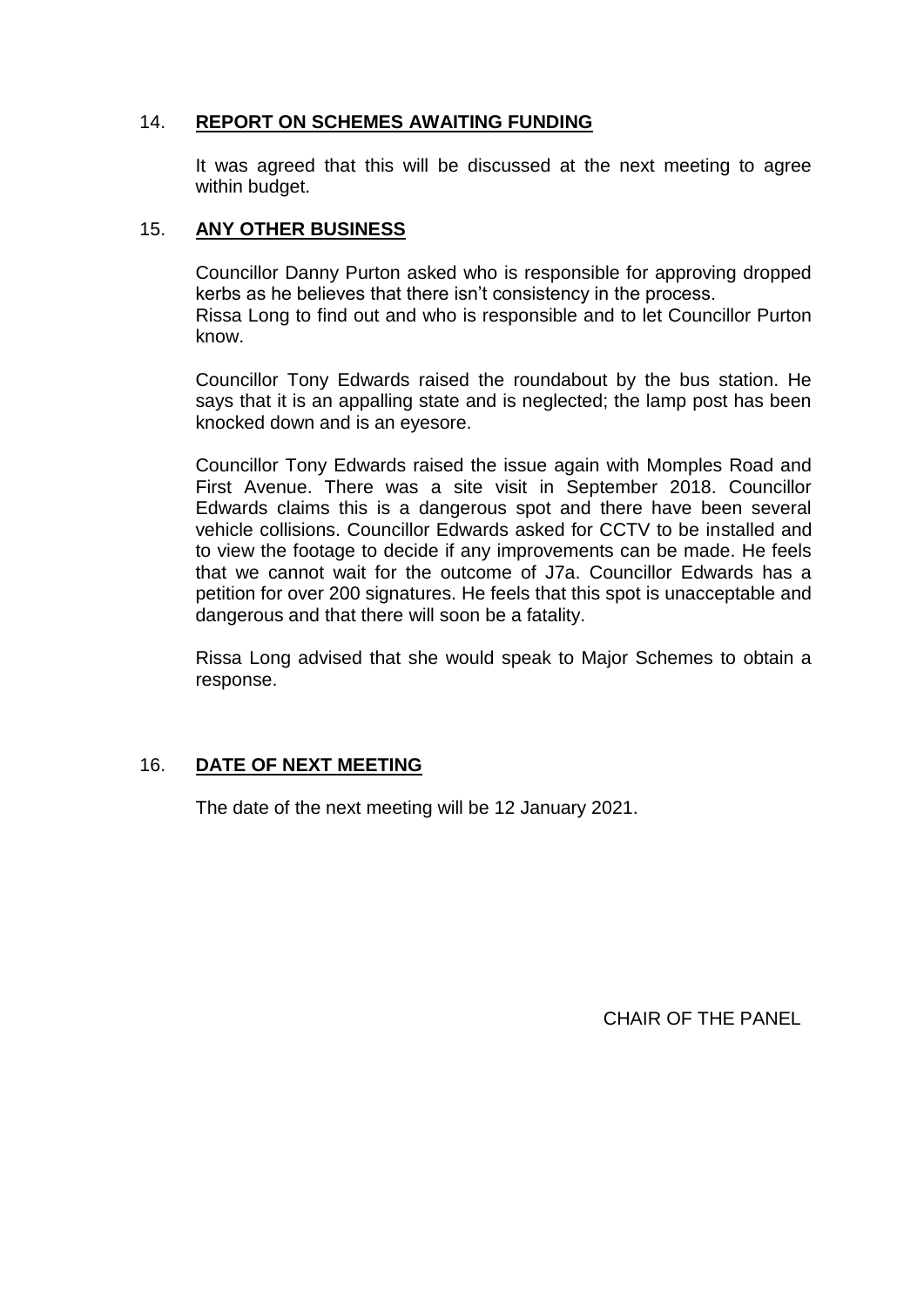## 14. **REPORT ON SCHEMES AWAITING FUNDING**

It was agreed that this will be discussed at the next meeting to agree within budget.

## 15. **ANY OTHER BUSINESS**

Councillor Danny Purton asked who is responsible for approving dropped kerbs as he believes that there isn't consistency in the process.
Rissa Long to find out and who is responsible and to let Councillor Purton know.

Councillor Tony Edwards raised the roundabout by the bus station. He says that it is an appalling state and is neglected; the lamp post has been knocked down and is an eyesore.

Councillor Tony Edwards raised the issue again with Momples Road and First Avenue. There was a site visit in September 2018. Councillor Edwards claims this is a dangerous spot and there have been several vehicle collisions. Councillor Edwards asked for CCTV to be installed and to view the footage to decide if any improvements can be made. He feels that we cannot wait for the outcome of J7a. Councillor Edwards has a petition for over 200 signatures. He feels that this spot is unacceptable and dangerous and that there will soon be a fatality.

Rissa Long advised that she would speak to Major Schemes to obtain a response.

## 16. **DATE OF NEXT MEETING**

The date of the next meeting will be 12 January 2021.

CHAIR OF THE PANEL